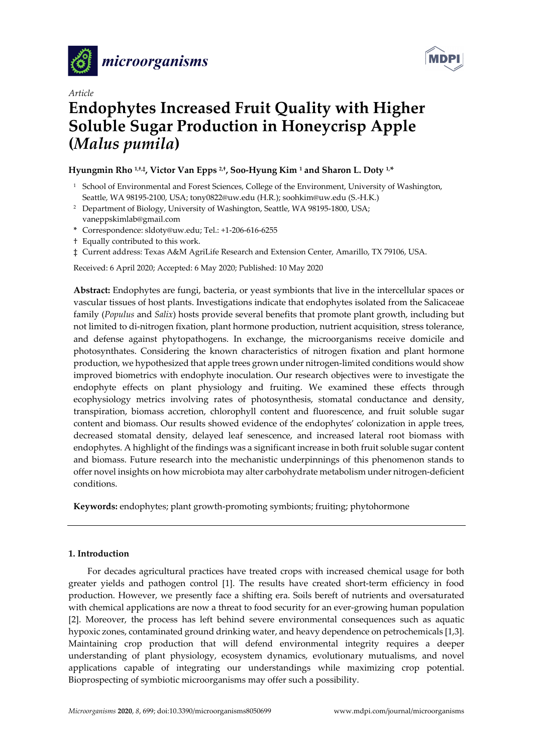*microorganisms*

*Article*

# Endophytes Increased Fruit Quality with Higher Soluble Sugar Production in Honeycrisp Apple (*Malus pumila*)

**Hyungmin Rho [1,†,‡], Victor Van Epps [2,†], Soo-Hyung Kim [1] and Sharon L. Doty [1,*]**

[1] School of Environmental and Forest Sciences, College of the Environment, University of Washington, Seattle, WA 98195-2100, USA; tony0822@uw.edu (H.R.); soohkim@uw.edu (S.-H.K.)

[2] Department of Biology, University of Washington, Seattle, WA 98195-1800, USA; vaneppskimlab@gmail.com

\* Correspondence: sldoty@uw.edu; Tel.: +1-206-616-6255

† Equally contributed to this work.

‡ Current address: Texas A&M AgriLife Research and Extension Center, Amarillo, TX 79106, USA.

Received: 6 April 2020; Accepted: 6 May 2020; Published: 10 May 2020

**Abstract:** Endophytes are fungi, bacteria, or yeast symbionts that live in the intercellular spaces or vascular tissues of host plants. Investigations indicate that endophytes isolated from the Salicaceae family (*Populus* and *Salix*) hosts provide several benefits that promote plant growth, including but not limited to di-nitrogen fixation, plant hormone production, nutrient acquisition, stress tolerance, and defense against phytopathogens. In exchange, the microorganisms receive domicile and photosynthates. Considering the known characteristics of nitrogen fixation and plant hormone production, we hypothesized that apple trees grown under nitrogen-limited conditions would show improved biometrics with endophyte inoculation. Our research objectives were to investigate the endophyte effects on plant physiology and fruiting. We examined these effects through ecophysiology metrics involving rates of photosynthesis, stomatal conductance and density, transpiration, biomass accretion, chlorophyll content and fluorescence, and fruit soluble sugar content and biomass. Our results showed evidence of the endophytes' colonization in apple trees, decreased stomatal density, delayed leaf senescence, and increased lateral root biomass with endophytes. A highlight of the findings was a significant increase in both fruit soluble sugar content and biomass. Future research into the mechanistic underpinnings of this phenomenon stands to offer novel insights on how microbiota may alter carbohydrate metabolism under nitrogen-deficient conditions.

**Keywords:** endophytes; plant growth-promoting symbionts; fruiting; phytohormone

## 1. Introduction

For decades agricultural practices have treated crops with increased chemical usage for both greater yields and pathogen control [1]. The results have created short-term efficiency in food production. However, we presently face a shifting era. Soils bereft of nutrients and oversaturated with chemical applications are now a threat to food security for an ever-growing human population [2]. Moreover, the process has left behind severe environmental consequences such as aquatic hypoxic zones, contaminated ground drinking water, and heavy dependence on petrochemicals [1,3]. Maintaining crop production that will defend environmental integrity requires a deeper understanding of plant physiology, ecosystem dynamics, evolutionary mutualisms, and novel applications capable of integrating our understandings while maximizing crop potential. Bioprospecting of symbiotic microorganisms may offer such a possibility.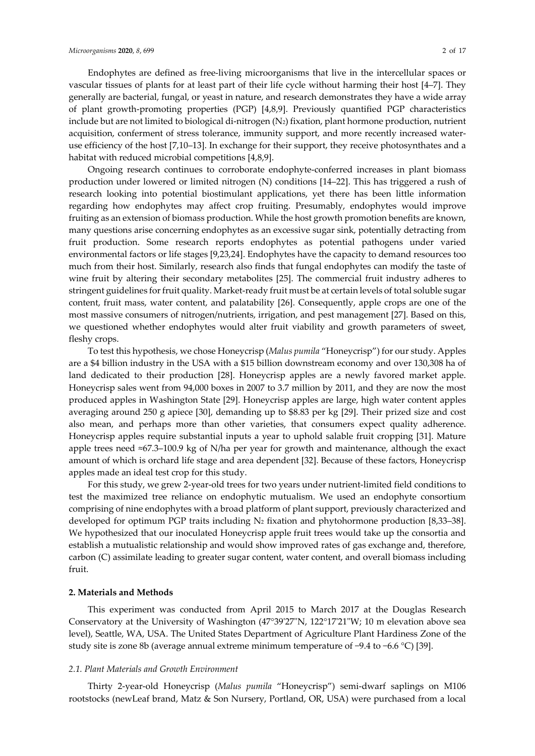Endophytes are defined as free-living microorganisms that live in the intercellular spaces or vascular tissues of plants for at least part of their life cycle without harming their host [4–7]. They generally are bacterial, fungal, or yeast in nature, and research demonstrates they have a wide array of plant growth-promoting properties (PGP) [4,8,9]. Previously quantified PGP characteristics include but are not limited to biological di-nitrogen ($N_2$) fixation, plant hormone production, nutrient acquisition, conferment of stress tolerance, immunity support, and more recently increased water-use efficiency of the host [7,10–13]. In exchange for their support, they receive photosynthates and a habitat with reduced microbial competitions [4,8,9].

Ongoing research continues to corroborate endophyte-conferred increases in plant biomass production under lowered or limited nitrogen (N) conditions [14–22]. This has triggered a rush of research looking into potential biostimulant applications, yet there has been little information regarding how endophytes may affect crop fruiting. Presumably, endophytes would improve fruiting as an extension of biomass production. While the host growth promotion benefits are known, many questions arise concerning endophytes as an excessive sugar sink, potentially detracting from fruit production. Some research reports endophytes as potential pathogens under varied environmental factors or life stages [9,23,24]. Endophytes have the capacity to demand resources too much from their host. Similarly, research also finds that fungal endophytes can modify the taste of wine fruit by altering their secondary metabolites [25]. The commercial fruit industry adheres to stringent guidelines for fruit quality. Market-ready fruit must be at certain levels of total soluble sugar content, fruit mass, water content, and palatability [26]. Consequently, apple crops are one of the most massive consumers of nitrogen/nutrients, irrigation, and pest management [27]. Based on this, we questioned whether endophytes would alter fruit viability and growth parameters of sweet, fleshy crops.

To test this hypothesis, we chose Honeycrisp (*Malus pumila* "Honeycrisp") for our study. Apples are a $4 billion industry in the USA with a $15 billion downstream economy and over 130,308 ha of land dedicated to their production [28]. Honeycrisp apples are a newly favored market apple. Honeycrisp sales went from 94,000 boxes in 2007 to 3.7 million by 2011, and they are now the most produced apples in Washington State [29]. Honeycrisp apples are large, high water content apples averaging around 250 g apiece [30], demanding up to $8.83 per kg [29]. Their prized size and cost also mean, and perhaps more than other varieties, that consumers expect quality adherence. Honeycrisp apples require substantial inputs a year to uphold salable fruit cropping [31]. Mature apple trees need ≈67.3–100.9 kg of N/ha per year for growth and maintenance, although the exact amount of which is orchard life stage and area dependent [32]. Because of these factors, Honeycrisp apples made an ideal test crop for this study.

For this study, we grew 2-year-old trees for two years under nutrient-limited field conditions to test the maximized tree reliance on endophytic mutualism. We used an endophyte consortium comprising of nine endophytes with a broad platform of plant support, previously characterized and developed for optimum PGP traits including $N_2$ fixation and phytohormone production [8,33–38]. We hypothesized that our inoculated Honeycrisp apple fruit trees would take up the consortia and establish a mutualistic relationship and would show improved rates of gas exchange and, therefore, carbon (C) assimilate leading to greater sugar content, water content, and overall biomass including fruit.

## 2. Materials and Methods

This experiment was conducted from April 2015 to March 2017 at the Douglas Research Conservatory at the University of Washington (47°39'27"N, 122°17'21"W; 10 m elevation above sea level), Seattle, WA, USA. The United States Department of Agriculture Plant Hardiness Zone of the study site is zone 8b (average annual extreme minimum temperature of −9.4 to −6.6 °C) [39].

### 2.1. Plant Materials and Growth Environment

Thirty 2-year-old Honeycrisp (*Malus pumila* "Honeycrisp") semi-dwarf saplings on M106 rootstocks (newLeaf brand, Matz & Son Nursery, Portland, OR, USA) were purchased from a local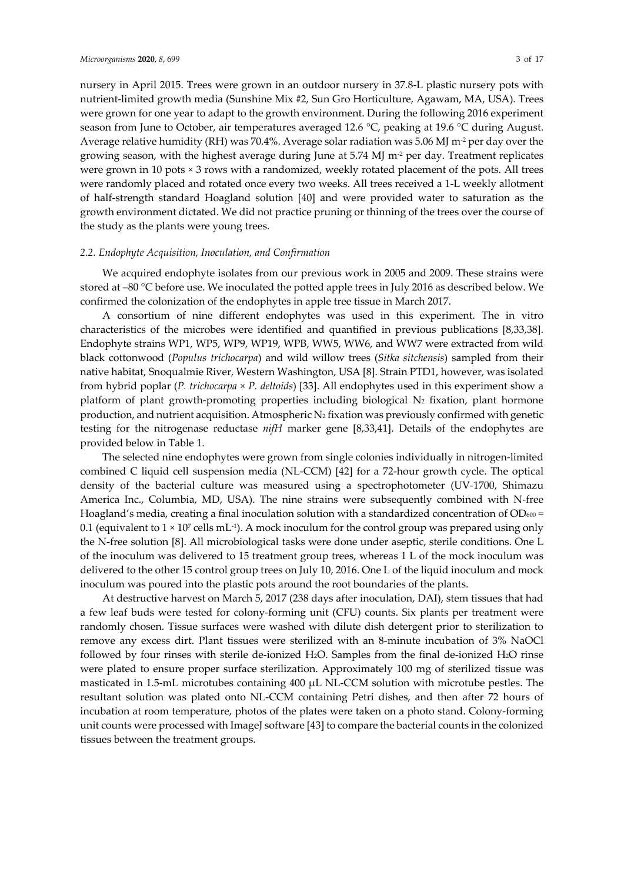nursery in April 2015. Trees were grown in an outdoor nursery in 37.8-L plastic nursery pots with nutrient-limited growth media (Sunshine Mix #2, Sun Gro Horticulture, Agawam, MA, USA). Trees were grown for one year to adapt to the growth environment. During the following 2016 experiment season from June to October, air temperatures averaged 12.6 °C, peaking at 19.6 °C during August. Average relative humidity (RH) was 70.4%. Average solar radiation was 5.06 MJ $m^{-2}$ per day over the growing season, with the highest average during June at 5.74 MJ $m^{-2}$ per day. Treatment replicates were grown in 10 pots × 3 rows with a randomized, weekly rotated placement of the pots. All trees were randomly placed and rotated once every two weeks. All trees received a 1-L weekly allotment of half-strength standard Hoagland solution [40] and were provided water to saturation as the growth environment dictated. We did not practice pruning or thinning of the trees over the course of the study as the plants were young trees.

### 2.2. Endophyte Acquisition, Inoculation, and Confirmation

We acquired endophyte isolates from our previous work in 2005 and 2009. These strains were stored at −80 °C before use. We inoculated the potted apple trees in July 2016 as described below. We confirmed the colonization of the endophytes in apple tree tissue in March 2017.

A consortium of nine different endophytes was used in this experiment. The in vitro characteristics of the microbes were identified and quantified in previous publications [8,33,38]. Endophyte strains WP1, WP5, WP9, WP19, WPB, WW5, WW6, and WW7 were extracted from wild black cottonwood (*Populus trichocarpa*) and wild willow trees (*Sitka sitchensis*) sampled from their native habitat, Snoqualmie River, Western Washington, USA [8]. Strain PTD1, however, was isolated from hybrid poplar (*P. trichocarpa* × *P. deltoids*) [33]. All endophytes used in this experiment show a platform of plant growth-promoting properties including biological $N_2$ fixation, plant hormone production, and nutrient acquisition. Atmospheric $N_2$ fixation was previously confirmed with genetic testing for the nitrogenase reductase *nifH* marker gene [8,33,41]. Details of the endophytes are provided below in Table 1.

The selected nine endophytes were grown from single colonies individually in nitrogen-limited combined C liquid cell suspension media (NL-CCM) [42] for a 72-hour growth cycle. The optical density of the bacterial culture was measured using a spectrophotometer (UV-1700, Shimazu America Inc., Columbia, MD, USA). The nine strains were subsequently combined with N-free Hoagland's media, creating a final inoculation solution with a standardized concentration of $OD_{600}$ = 0.1 (equivalent to $1 \times 10^7$ cells $mL^{-1}$). A mock inoculum for the control group was prepared using only the N-free solution [8]. All microbiological tasks were done under aseptic, sterile conditions. One L of the inoculum was delivered to 15 treatment group trees, whereas 1 L of the mock inoculum was delivered to the other 15 control group trees on July 10, 2016. One L of the liquid inoculum and mock inoculum was poured into the plastic pots around the root boundaries of the plants.

At destructive harvest on March 5, 2017 (238 days after inoculation, DAI), stem tissues that had a few leaf buds were tested for colony-forming unit (CFU) counts. Six plants per treatment were randomly chosen. Tissue surfaces were washed with dilute dish detergent prior to sterilization to remove any excess dirt. Plant tissues were sterilized with an 8-minute incubation of 3% NaOCl followed by four rinses with sterile de-ionized $H_2O$. Samples from the final de-ionized $H_2O$ rinse were plated to ensure proper surface sterilization. Approximately 100 mg of sterilized tissue was masticated in 1.5-mL microtubes containing 400 μL NL-CCM solution with microtube pestles. The resultant solution was plated onto NL-CCM containing Petri dishes, and then after 72 hours of incubation at room temperature, photos of the plates were taken on a photo stand. Colony-forming unit counts were processed with ImageJ software [43] to compare the bacterial counts in the colonized tissues between the treatment groups.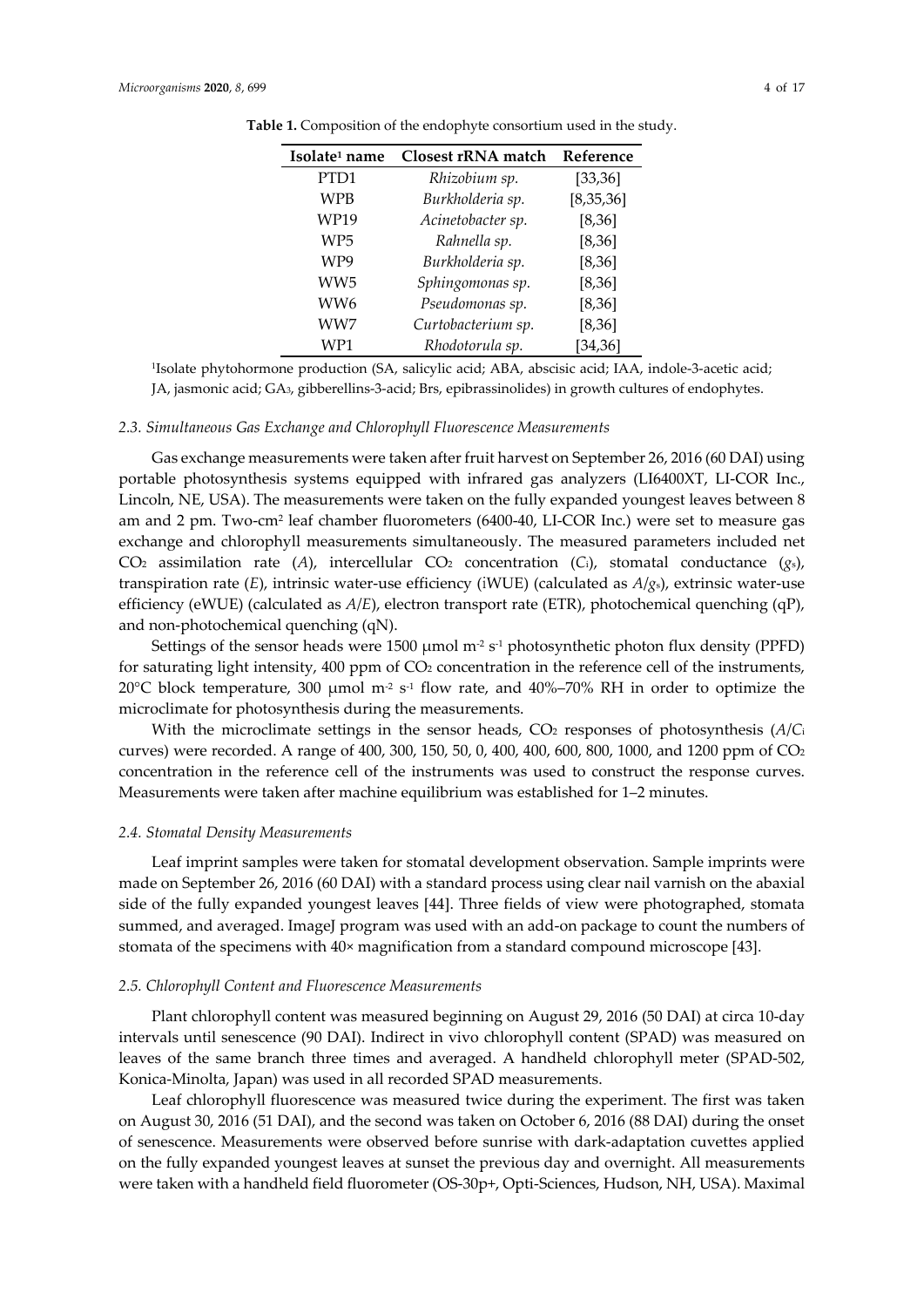**Table 1.** Composition of the endophyte consortium used in the study.

| Isolate[1] name | Closest rRNA match | Reference |
|---|---|---|
| PTD1 | *Rhizobium sp.* | [33,36] |
| WPB | *Burkholderia sp.* | [8,35,36] |
| WP19 | *Acinetobacter sp.* | [8,36] |
| WP5 | *Rahnella sp.* | [8,36] |
| WP9 | *Burkholderia sp.* | [8,36] |
| WW5 | *Sphingomonas sp.* | [8,36] |
| WW6 | *Pseudomonas sp.* | [8,36] |
| WW7 | *Curtobacterium sp.* | [8,36] |
| WP1 | *Rhodotorula sp.* | [34,36] |

[1]Isolate phytohormone production (SA, salicylic acid; ABA, abscisic acid; IAA, indole-3-acetic acid; JA, jasmonic acid; $GA_3$, gibberellins-3-acid; Brs, epibrassinolides) in growth cultures of endophytes.

### *2.3. Simultaneous Gas Exchange and Chlorophyll Fluorescence Measurements*

Gas exchange measurements were taken after fruit harvest on September 26, 2016 (60 DAI) using portable photosynthesis systems equipped with infrared gas analyzers (LI6400XT, LI-COR Inc., Lincoln, NE, USA). The measurements were taken on the fully expanded youngest leaves between 8 am and 2 pm. Two-$cm^2$ leaf chamber fluorometers (6400-40, LI-COR Inc.) were set to measure gas exchange and chlorophyll measurements simultaneously. The measured parameters included net $CO_2$ assimilation rate ($A$), intercellular $CO_2$ concentration ($C_i$), stomatal conductance ($g_s$), transpiration rate ($E$), intrinsic water-use efficiency (iWUE) (calculated as $A/g_s$), extrinsic water-use efficiency (eWUE) (calculated as $A/E$), electron transport rate (ETR), photochemical quenching (qP), and non-photochemical quenching (qN).

Settings of the sensor heads were 1500 μmol $m^{-2}$ $s^{-1}$ photosynthetic photon flux density (PPFD) for saturating light intensity, 400 ppm of $CO_2$ concentration in the reference cell of the instruments, 20°C block temperature, 300 μmol $m^{-2}$ $s^{-1}$ flow rate, and 40%–70% RH in order to optimize the microclimate for photosynthesis during the measurements.

With the microclimate settings in the sensor heads, $CO_2$ responses of photosynthesis ($A/C_i$ curves) were recorded. A range of 400, 300, 150, 50, 0, 400, 400, 600, 800, 1000, and 1200 ppm of $CO_2$ concentration in the reference cell of the instruments was used to construct the response curves. Measurements were taken after machine equilibrium was established for 1–2 minutes.

### *2.4. Stomatal Density Measurements*

Leaf imprint samples were taken for stomatal development observation. Sample imprints were made on September 26, 2016 (60 DAI) with a standard process using clear nail varnish on the abaxial side of the fully expanded youngest leaves [44]. Three fields of view were photographed, stomata summed, and averaged. ImageJ program was used with an add-on package to count the numbers of stomata of the specimens with 40× magnification from a standard compound microscope [43].

### *2.5. Chlorophyll Content and Fluorescence Measurements*

Plant chlorophyll content was measured beginning on August 29, 2016 (50 DAI) at circa 10-day intervals until senescence (90 DAI). Indirect in vivo chlorophyll content (SPAD) was measured on leaves of the same branch three times and averaged. A handheld chlorophyll meter (SPAD-502, Konica-Minolta, Japan) was used in all recorded SPAD measurements.

Leaf chlorophyll fluorescence was measured twice during the experiment. The first was taken on August 30, 2016 (51 DAI), and the second was taken on October 6, 2016 (88 DAI) during the onset of senescence. Measurements were observed before sunrise with dark-adaptation cuvettes applied on the fully expanded youngest leaves at sunset the previous day and overnight. All measurements were taken with a handheld field fluorometer (OS-30p+, Opti-Sciences, Hudson, NH, USA). Maximal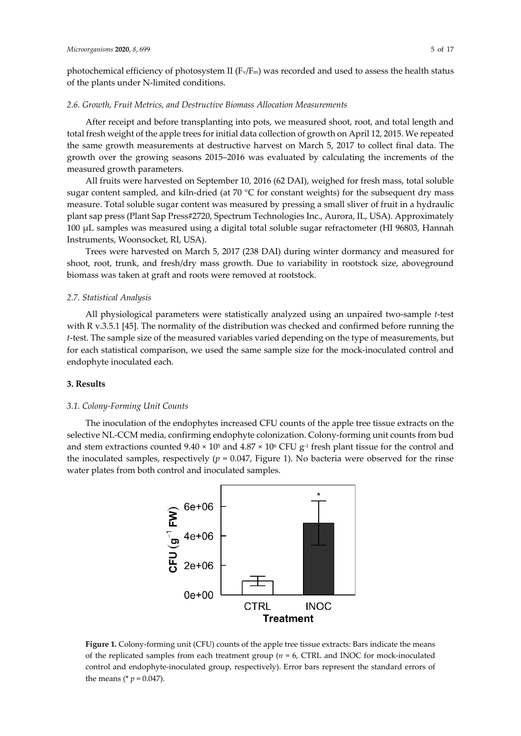photochemical efficiency of photosystem II ($F_v/F_m$) was recorded and used to assess the health status of the plants under N-limited conditions.

### 2.6. Growth, Fruit Metrics, and Destructive Biomass Allocation Measurements

After receipt and before transplanting into pots, we measured shoot, root, and total length and total fresh weight of the apple trees for initial data collection of growth on April 12, 2015. We repeated the same growth measurements at destructive harvest on March 5, 2017 to collect final data. The growth over the growing seasons 2015–2016 was evaluated by calculating the increments of the measured growth parameters.

All fruits were harvested on September 10, 2016 (62 DAI), weighed for fresh mass, total soluble sugar content sampled, and kiln-dried (at 70 °C for constant weights) for the subsequent dry mass measure. Total soluble sugar content was measured by pressing a small sliver of fruit in a hydraulic plant sap press (Plant Sap Press#2720, Spectrum Technologies Inc., Aurora, IL, USA). Approximately 100 μL samples was measured using a digital total soluble sugar refractometer (HI 96803, Hannah Instruments, Woonsocket, RI, USA).

Trees were harvested on March 5, 2017 (238 DAI) during winter dormancy and measured for shoot, root, trunk, and fresh/dry mass growth. Due to variability in rootstock size, aboveground biomass was taken at graft and roots were removed at rootstock.

### 2.7. Statistical Analysis

All physiological parameters were statistically analyzed using an unpaired two-sample *t*-test with R v.3.5.1 [45]. The normality of the distribution was checked and confirmed before running the *t*-test. The sample size of the measured variables varied depending on the type of measurements, but for each statistical comparison, we used the same sample size for the mock-inoculated control and endophyte inoculated each.

## 3. Results

### 3.1. Colony-Forming Unit Counts

The inoculation of the endophytes increased CFU counts of the apple tree tissue extracts on the selective NL-CCM media, confirming endophyte colonization. Colony-forming unit counts from bud and stem extractions counted $9.40 \times 10^5$ and $4.87 \times 10^6$ CFU $g^{-1}$ fresh plant tissue for the control and the inoculated samples, respectively ($p = 0.047$, Figure 1). No bacteria were observed for the rinse water plates from both control and inoculated samples.

**Figure 1.** Colony-forming unit (CFU) counts of the apple tree tissue extracts: Bars indicate the means of the replicated samples from each treatment group ($n = 6$, CTRL and INOC for mock-inoculated control and endophyte-inoculated group, respectively). Error bars represent the standard errors of the means (* $p = 0.047$).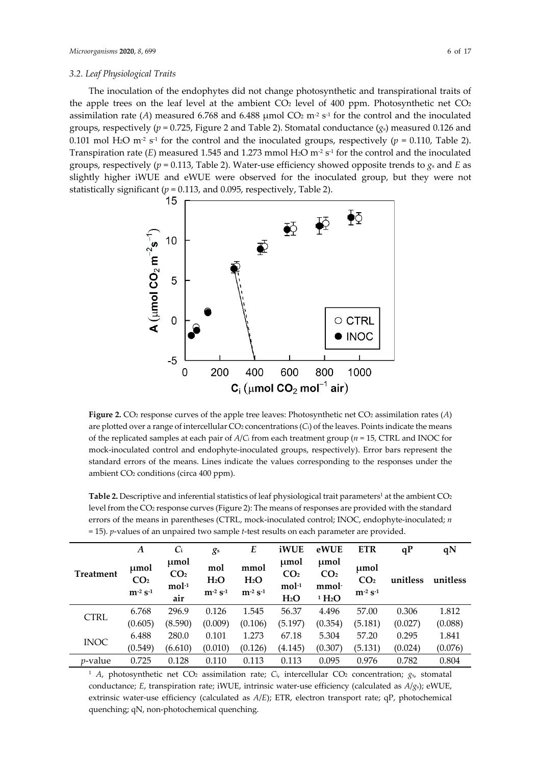### 3.2. Leaf Physiological Traits

The inoculation of the endophytes did not change photosynthetic and transpirational traits of the apple trees on the leaf level at the ambient $CO_2$ level of 400 ppm. Photosynthetic net $CO_2$ assimilation rate ($A$) measured 6.768 and 6.488 μmol $CO_2$ $m^{-2}$ $s^{-1}$ for the control and the inoculated groups, respectively ($p = 0.725$, Figure 2 and Table 2). Stomatal conductance ($g_s$) measured 0.126 and 0.101 mol $H_2O$ $m^{-2}$ $s^{-1}$ for the control and the inoculated groups, respectively ($p = 0.110$, Table 2). Transpiration rate ($E$) measured 1.545 and 1.273 mmol $H_2O$ $m^{-2}$ $s^{-1}$ for the control and the inoculated groups, respectively ($p = 0.113$, Table 2). Water-use efficiency showed opposite trends to $g_s$ and $E$ as slightly higher iWUE and eWUE were observed for the inoculated group, but they were not statistically significant ($p = 0.113$, and 0.095, respectively, Table 2).

A (μmol $CO_2$ $m^{-2}$ $s^{-1}$)
15
10
5
0
-5
0
200
400
600
800
1000
$C_i$ (μmol $CO_2$ $mol^{-1}$ air)
○ CTRL
● INOC

**Figure 2.** $CO_2$ response curves of the apple tree leaves: Photosynthetic net $CO_2$ assimilation rates ($A$) are plotted over a range of intercellular $CO_2$ concentrations ($C_i$) of the leaves. Points indicate the means of the replicated samples at each pair of $A/C_i$ from each treatment group ($n = 15$, CTRL and INOC for mock-inoculated control and endophyte-inoculated groups, respectively). Error bars represent the standard errors of the means. Lines indicate the values corresponding to the responses under the ambient $CO_2$ conditions (circa 400 ppm).

**Table 2.** Descriptive and inferential statistics of leaf physiological trait parameters[1] at the ambient $CO_2$ level from the $CO_2$ response curves (Figure 2): The means of responses are provided with the standard errors of the means in parentheses (CTRL, mock-inoculated control; INOC, endophyte-inoculated; $n = 15$). $p$-values of an unpaired two sample $t$-test results on each parameter are provided.

| | $A$ | $C_i$ | $g_s$ | $E$ | iWUE | eWUE | ETR | qP | qN |
|---|---|---|---|---|---|---|---|---|---|
| **Treatment** | μmol $CO_2$ $m^{-2}$ $s^{-1}$ | μmol $CO_2$ $mol^{-1}$ air | mol $H_2O$ $m^{-2}$ $s^{-1}$ | mmol $H_2O$ $m^{-2}$ $s^{-1}$ | μmol $CO_2$ $mol^{-1}$ $H_2O$ | μmol $CO_2$ $mmol^{-1}$ $H_2O$ | μmol $CO_2$ $m^{-2}$ $s^{-1}$ | unitless | unitless |
| CTRL | 6.768 (0.605) | 296.9 (8.590) | 0.126 (0.009) | 1.545 (0.106) | 56.37 (5.197) | 4.496 (0.354) | 57.00 (5.181) | 0.306 (0.027) | 1.812 (0.088) |
| INOC | 6.488 (0.549) | 280.0 (6.610) | 0.101 (0.010) | 1.273 (0.126) | 67.18 (4.145) | 5.304 (0.307) | 57.20 (5.131) | 0.295 (0.024) | 1.841 (0.076) |
| $p$-value | 0.725 | 0.128 | 0.110 | 0.113 | 0.113 | 0.095 | 0.976 | 0.782 | 0.804 |

[1] $A$, photosynthetic net $CO_2$ assimilation rate; $C_i$, intercellular $CO_2$ concentration; $g_s$, stomatal conductance; $E$, transpiration rate; iWUE, intrinsic water-use efficiency (calculated as $A/g_s$); eWUE, extrinsic water-use efficiency (calculated as $A/E$); ETR, electron transport rate; qP, photochemical quenching; qN, non-photochemical quenching.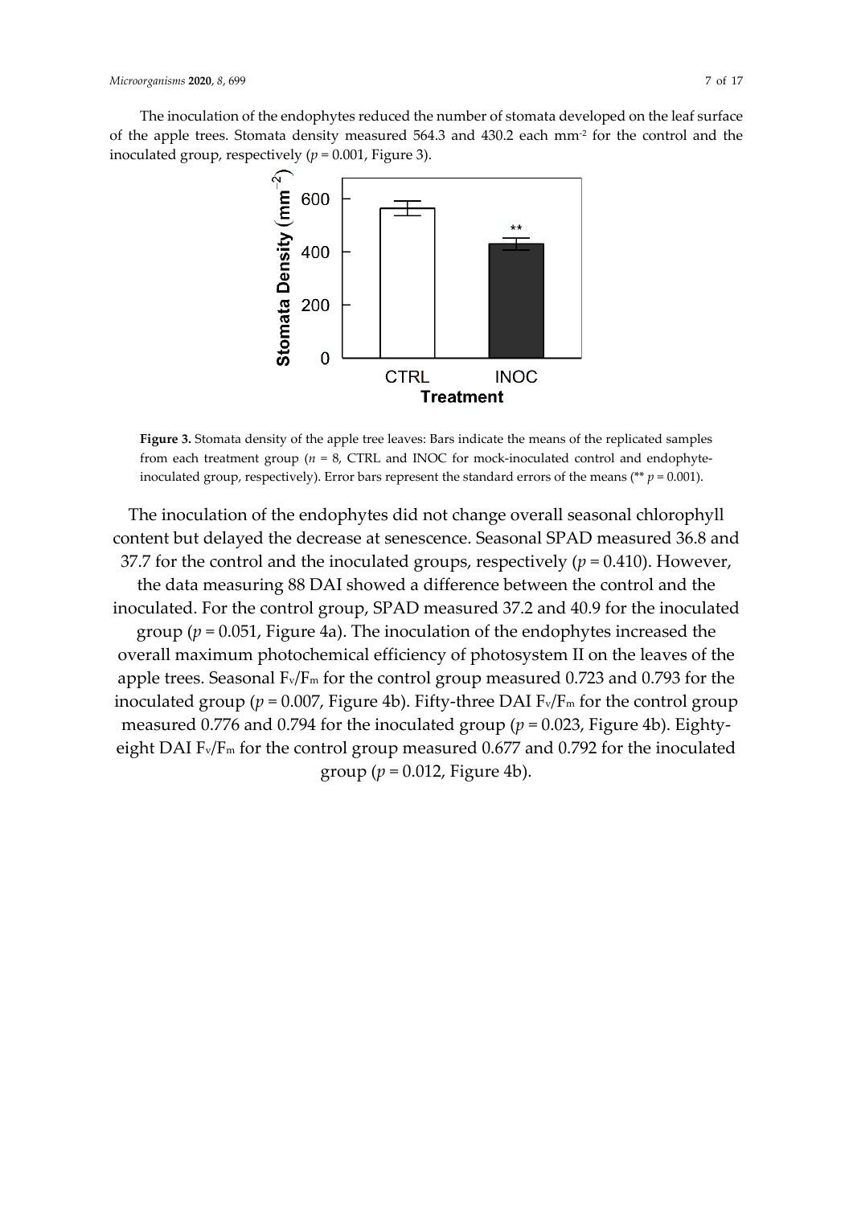The inoculation of the endophytes reduced the number of stomata developed on the leaf surface of the apple trees. Stomata density measured 564.3 and 430.2 each $mm^{-2}$ for the control and the inoculated group, respectively ($p = 0.001$, Figure 3).

Stomata Density ($mm^{-2}$)
600
400
200
0
CTRL
INOC
**
Treatment

**Figure 3.** Stomata density of the apple tree leaves: Bars indicate the means of the replicated samples from each treatment group ($n = 8$, CTRL and INOC for mock-inoculated control and endophyte-inoculated group, respectively). Error bars represent the standard errors of the means (** $p = 0.001$).

The inoculation of the endophytes did not change overall seasonal chlorophyll content but delayed the decrease at senescence. Seasonal SPAD measured 36.8 and 37.7 for the control and the inoculated groups, respectively ($p = 0.410$). However, the data measuring 88 DAI showed a difference between the control and the inoculated. For the control group, SPAD measured 37.2 and 40.9 for the inoculated group ($p = 0.051$, Figure 4a). The inoculation of the endophytes increased the overall maximum photochemical efficiency of photosystem II on the leaves of the apple trees. Seasonal $F_v/F_m$ for the control group measured 0.723 and 0.793 for the inoculated group ($p = 0.007$, Figure 4b). Fifty-three DAI $F_v/F_m$ for the control group measured 0.776 and 0.794 for the inoculated group ($p = 0.023$, Figure 4b). Eighty-eight DAI $F_v/F_m$ for the control group measured 0.677 and 0.792 for the inoculated group ($p = 0.012$, Figure 4b).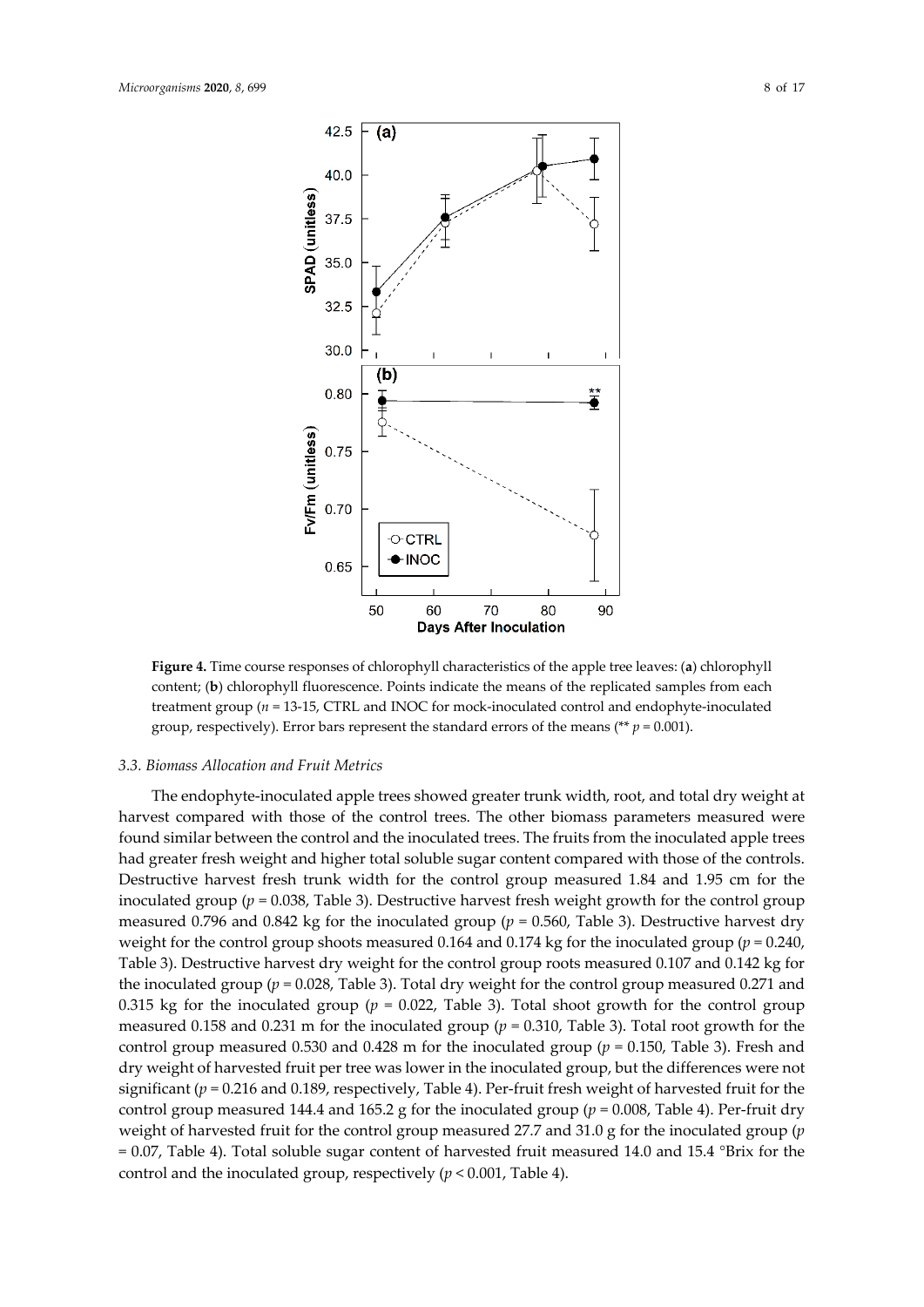(a)

SPAD (unitless)

42.5
40.0
37.5
35.0
32.5
30.0

(b)

Fv/Fm (unitless)

0.80
0.75
0.70
0.65

**

CTRL
INOC

50 60 70 80 90

Days After Inoculation

**Figure 4.** Time course responses of chlorophyll characteristics of the apple tree leaves: (**a**) chlorophyll content; (**b**) chlorophyll fluorescence. Points indicate the means of the replicated samples from each treatment group ($n$ = 13-15, CTRL and INOC for mock-inoculated control and endophyte-inoculated group, respectively). Error bars represent the standard errors of the means (** $p = 0.001$).

### 3.3. Biomass Allocation and Fruit Metrics

The endophyte-inoculated apple trees showed greater trunk width, root, and total dry weight at harvest compared with those of the control trees. The other biomass parameters measured were found similar between the control and the inoculated trees. The fruits from the inoculated apple trees had greater fresh weight and higher total soluble sugar content compared with those of the controls. Destructive harvest fresh trunk width for the control group measured 1.84 and 1.95 cm for the inoculated group ($p = 0.038$, Table 3). Destructive harvest fresh weight growth for the control group measured 0.796 and 0.842 kg for the inoculated group ($p = 0.560$, Table 3). Destructive harvest dry weight for the control group shoots measured 0.164 and 0.174 kg for the inoculated group ($p = 0.240$, Table 3). Destructive harvest dry weight for the control group roots measured 0.107 and 0.142 kg for the inoculated group ($p = 0.028$, Table 3). Total dry weight for the control group measured 0.271 and 0.315 kg for the inoculated group ($p = 0.022$, Table 3). Total shoot growth for the control group measured 0.158 and 0.231 m for the inoculated group ($p = 0.310$, Table 3). Total root growth for the control group measured 0.530 and 0.428 m for the inoculated group ($p = 0.150$, Table 3). Fresh and dry weight of harvested fruit per tree was lower in the inoculated group, but the differences were not significant ($p = 0.216$ and 0.189, respectively, Table 4). Per-fruit fresh weight of harvested fruit for the control group measured 144.4 and 165.2 g for the inoculated group ($p = 0.008$, Table 4). Per-fruit dry weight of harvested fruit for the control group measured 27.7 and 31.0 g for the inoculated group ($p = 0.07$, Table 4). Total soluble sugar content of harvested fruit measured 14.0 and 15.4 °Brix for the control and the inoculated group, respectively ($p < 0.001$, Table 4).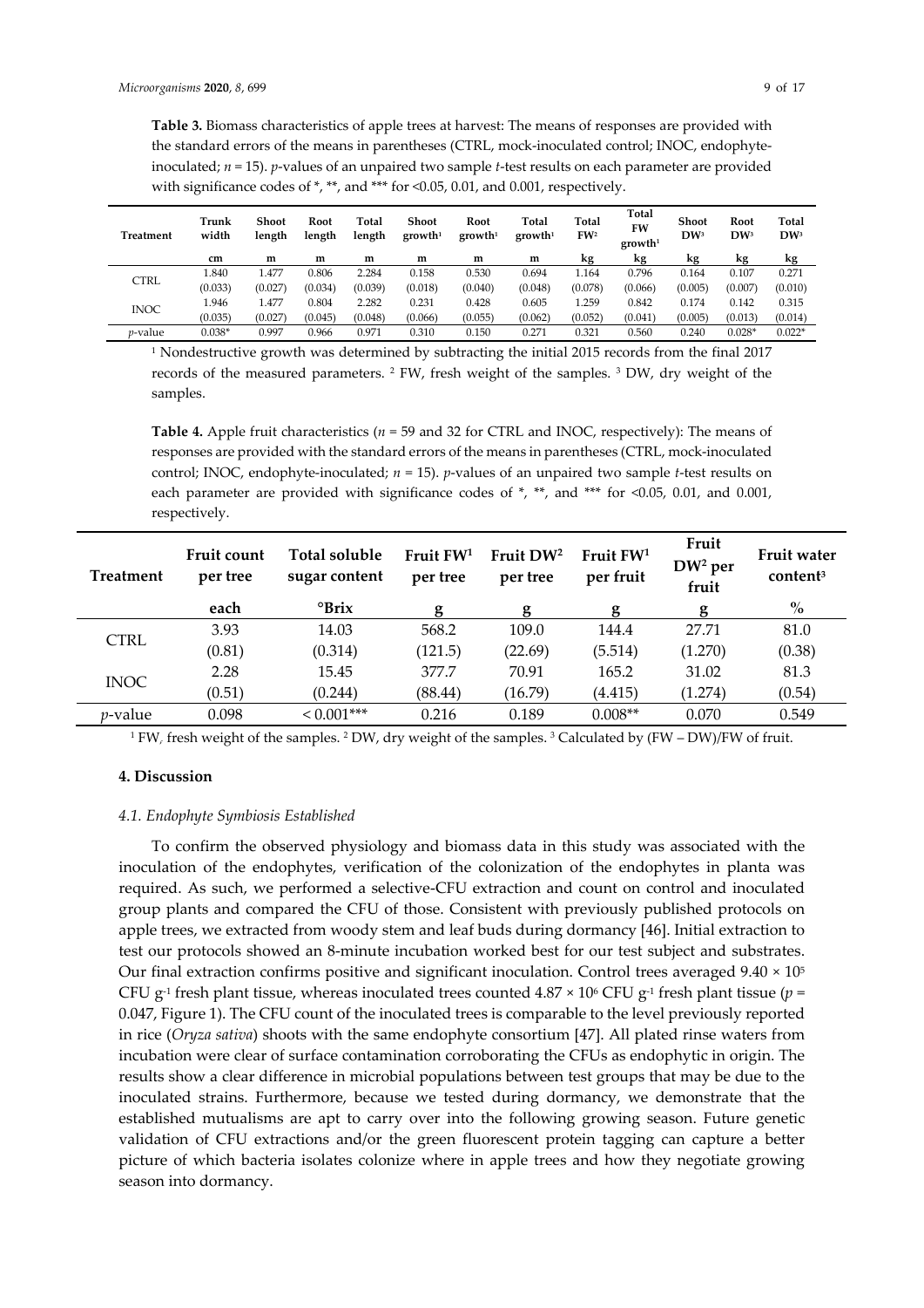**Table 3.** Biomass characteristics of apple trees at harvest: The means of responses are provided with the standard errors of the means in parentheses (CTRL, mock-inoculated control; INOC, endophyte-inoculated; *n* = 15). *p*-values of an unpaired two sample *t*-test results on each parameter are provided with significance codes of *, **, and *** for <0.05, 0.01, and 0.001, respectively.

| Treatment | Trunk width | Shoot length | Root length | Total length | Shoot growth[1] | Root growth[1] | Total growth[1] | Total FW[2] | Total FW growth[1] | Shoot DW[3] | Root DW[3] | Total DW[3] |
|---|---|---|---|---|---|---|---|---|---|---|---|---|
| | cm | m | m | m | m | m | m | kg | kg | kg | kg | kg |
| CTRL | 1.840 | 1.477 | 0.806 | 2.284 | 0.158 | 0.530 | 0.694 | 1.164 | 0.796 | 0.164 | 0.107 | 0.271 |
| | (0.033) | (0.027) | (0.034) | (0.039) | (0.018) | (0.040) | (0.048) | (0.078) | (0.066) | (0.005) | (0.007) | (0.010) |
| INOC | 1.946 | 1.477 | 0.804 | 2.282 | 0.231 | 0.428 | 0.605 | 1.259 | 0.842 | 0.174 | 0.142 | 0.315 |
| | (0.035) | (0.027) | (0.045) | (0.048) | (0.066) | (0.055) | (0.062) | (0.052) | (0.041) | (0.005) | (0.013) | (0.014) |
| *p*-value | 0.038* | 0.997 | 0.966 | 0.971 | 0.310 | 0.150 | 0.271 | 0.321 | 0.560 | 0.240 | 0.028* | 0.022* |

[1] Nondestructive growth was determined by subtracting the initial 2015 records from the final 2017 records of the measured parameters. [2] FW, fresh weight of the samples. [3] DW, dry weight of the samples.

**Table 4.** Apple fruit characteristics (*n* = 59 and 32 for CTRL and INOC, respectively): The means of responses are provided with the standard errors of the means in parentheses (CTRL, mock-inoculated control; INOC, endophyte-inoculated; *n* = 15). *p*-values of an unpaired two sample *t*-test results on each parameter are provided with significance codes of *, **, and *** for <0.05, 0.01, and 0.001, respectively.

| Treatment | Fruit count per tree | Total soluble sugar content | Fruit FW[1] per tree | Fruit DW[2] per tree | Fruit FW[1] per fruit | Fruit DW[2] per fruit | Fruit water content[3] |
|---|---|---|---|---|---|---|---|
| | each | °Brix | g | g | g | g | % |
| CTRL | 3.93 | 14.03 | 568.2 | 109.0 | 144.4 | 27.71 | 81.0 |
| | (0.81) | (0.314) | (121.5) | (22.69) | (5.514) | (1.270) | (0.38) |
| INOC | 2.28 | 15.45 | 377.7 | 70.91 | 165.2 | 31.02 | 81.3 |
| | (0.51) | (0.244) | (88.44) | (16.79) | (4.415) | (1.274) | (0.54) |
| *p*-value | 0.098 | < 0.001*** | 0.216 | 0.189 | 0.008** | 0.070 | 0.549 |

[1] FW, fresh weight of the samples. [2] DW, dry weight of the samples. [3] Calculated by (FW – DW)/FW of fruit.

## 4. Discussion

### 4.1. Endophyte Symbiosis Established

To confirm the observed physiology and biomass data in this study was associated with the inoculation of the endophytes, verification of the colonization of the endophytes in planta was required. As such, we performed a selective-CFU extraction and count on control and inoculated group plants and compared the CFU of those. Consistent with previously published protocols on apple trees, we extracted from woody stem and leaf buds during dormancy [46]. Initial extraction to test our protocols showed an 8-minute incubation worked best for our test subject and substrates. Our final extraction confirms positive and significant inoculation. Control trees averaged $9.40 \times 10^5$ CFU $g^{-1}$ fresh plant tissue, whereas inoculated trees counted $4.87 \times 10^6$ CFU $g^{-1}$ fresh plant tissue ($p = 0.047$, Figure 1). The CFU count of the inoculated trees is comparable to the level previously reported in rice (*Oryza sativa*) shoots with the same endophyte consortium [47]. All plated rinse waters from incubation were clear of surface contamination corroborating the CFUs as endophytic in origin. The results show a clear difference in microbial populations between test groups that may be due to the inoculated strains. Furthermore, because we tested during dormancy, we demonstrate that the established mutualisms are apt to carry over into the following growing season. Future genetic validation of CFU extractions and/or the green fluorescent protein tagging can capture a better picture of which bacteria isolates colonize where in apple trees and how they negotiate growing season into dormancy.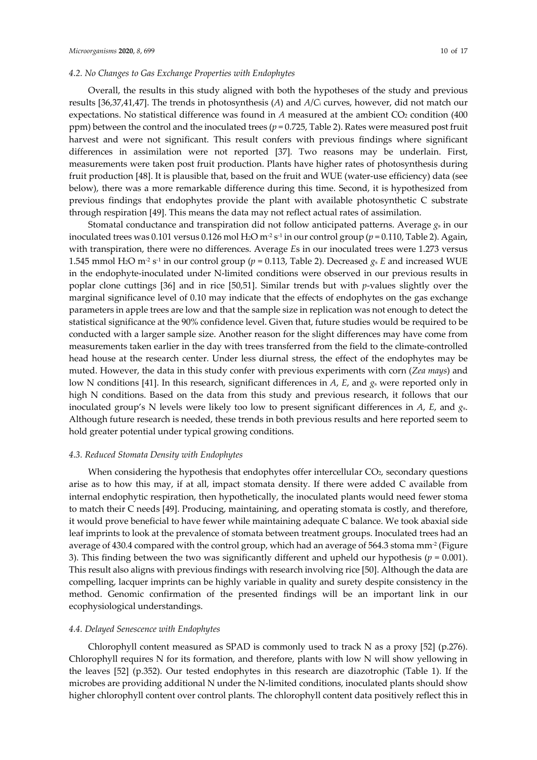### 4.2. No Changes to Gas Exchange Properties with Endophytes

Overall, the results in this study aligned with both the hypotheses of the study and previous results [36,37,41,47]. The trends in photosynthesis (*A*) and $A/C_i$ curves, however, did not match our expectations. No statistical difference was found in *A* measured at the ambient $CO_2$ condition (400 ppm) between the control and the inoculated trees ($p = 0.725$, Table 2). Rates were measured post fruit harvest and were not significant. This result confers with previous findings where significant differences in assimilation were not reported [37]. Two reasons may be underlain. First, measurements were taken post fruit production. Plants have higher rates of photosynthesis during fruit production [48]. It is plausible that, based on the fruit and WUE (water-use efficiency) data (see below), there was a more remarkable difference during this time. Second, it is hypothesized from previous findings that endophytes provide the plant with available photosynthetic C substrate through respiration [49]. This means the data may not reflect actual rates of assimilation.

Stomatal conductance and transpiration did not follow anticipated patterns. Average $g_s$ in our inoculated trees was 0.101 versus 0.126 mol $H_2O$ $m^{-2}$ $s^{-1}$ in our control group ($p = 0.110$, Table 2). Again, with transpiration, there were no differences. Average *E*s in our inoculated trees were 1.273 versus 1.545 mmol $H_2O$ $m^{-2}$ $s^{-1}$ in our control group ($p = 0.113$, Table 2). Decreased $g_s$ *E* and increased WUE in the endophyte-inoculated under N-limited conditions were observed in our previous results in poplar clone cuttings [36] and in rice [50,51]. Similar trends but with *p*-values slightly over the marginal significance level of 0.10 may indicate that the effects of endophytes on the gas exchange parameters in apple trees are low and that the sample size in replication was not enough to detect the statistical significance at the 90% confidence level. Given that, future studies would be required to be conducted with a larger sample size. Another reason for the slight differences may have come from measurements taken earlier in the day with trees transferred from the field to the climate-controlled head house at the research center. Under less diurnal stress, the effect of the endophytes may be muted. However, the data in this study confer with previous experiments with corn (*Zea mays*) and low N conditions [41]. In this research, significant differences in *A*, *E*, and $g_s$ were reported only in high N conditions. Based on the data from this study and previous research, it follows that our inoculated group's N levels were likely too low to present significant differences in *A*, *E*, and $g_s$. Although future research is needed, these trends in both previous results and here reported seem to hold greater potential under typical growing conditions.

### 4.3. Reduced Stomata Density with Endophytes

When considering the hypothesis that endophytes offer intercellular $CO_2$, secondary questions arise as to how this may, if at all, impact stomata density. If there were added C available from internal endophytic respiration, then hypothetically, the inoculated plants would need fewer stoma to match their C needs [49]. Producing, maintaining, and operating stomata is costly, and therefore, it would prove beneficial to have fewer while maintaining adequate C balance. We took abaxial side leaf imprints to look at the prevalence of stomata between treatment groups. Inoculated trees had an average of 430.4 compared with the control group, which had an average of 564.3 stoma $mm^{-2}$ (Figure 3). This finding between the two was significantly different and upheld our hypothesis ($p = 0.001$). This result also aligns with previous findings with research involving rice [50]. Although the data are compelling, lacquer imprints can be highly variable in quality and surety despite consistency in the method. Genomic confirmation of the presented findings will be an important link in our ecophysiological understandings.

### 4.4. Delayed Senescence with Endophytes

Chlorophyll content measured as SPAD is commonly used to track N as a proxy [52] (p.276). Chlorophyll requires N for its formation, and therefore, plants with low N will show yellowing in the leaves [52] (p.352). Our tested endophytes in this research are diazotrophic (Table 1). If the microbes are providing additional N under the N-limited conditions, inoculated plants should show higher chlorophyll content over control plants. The chlorophyll content data positively reflect this in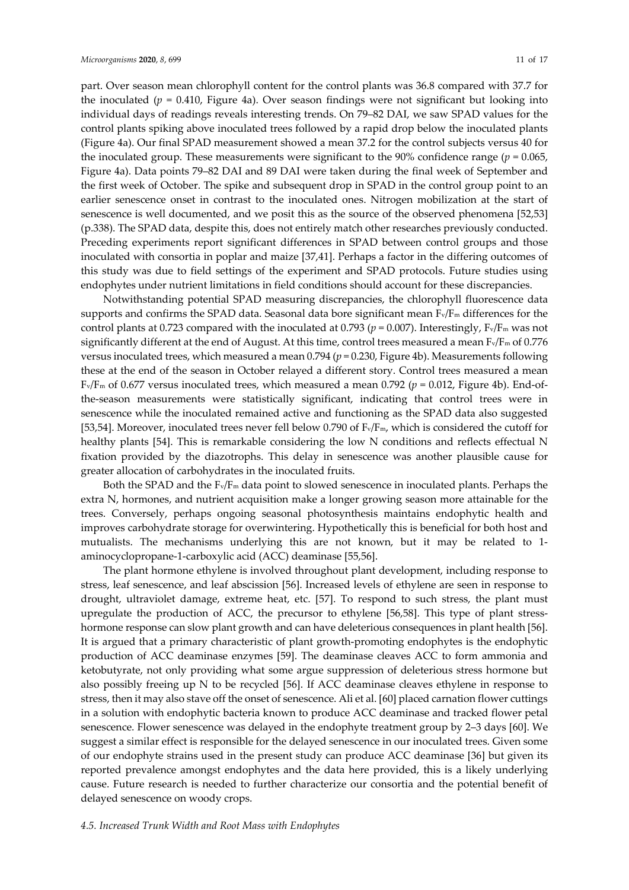part. Over season mean chlorophyll content for the control plants was 36.8 compared with 37.7 for the inoculated ($p$ = 0.410, Figure 4a). Over season findings were not significant but looking into individual days of readings reveals interesting trends. On 79–82 DAI, we saw SPAD values for the control plants spiking above inoculated trees followed by a rapid drop below the inoculated plants (Figure 4a). Our final SPAD measurement showed a mean 37.2 for the control subjects versus 40 for the inoculated group. These measurements were significant to the 90% confidence range ($p$ = 0.065, Figure 4a). Data points 79–82 DAI and 89 DAI were taken during the final week of September and the first week of October. The spike and subsequent drop in SPAD in the control group point to an earlier senescence onset in contrast to the inoculated ones. Nitrogen mobilization at the start of senescence is well documented, and we posit this as the source of the observed phenomena [52,53] (p.338). The SPAD data, despite this, does not entirely match other researches previously conducted. Preceding experiments report significant differences in SPAD between control groups and those inoculated with consortia in poplar and maize [37,41]. Perhaps a factor in the differing outcomes of this study was due to field settings of the experiment and SPAD protocols. Future studies using endophytes under nutrient limitations in field conditions should account for these discrepancies.

Notwithstanding potential SPAD measuring discrepancies, the chlorophyll fluorescence data supports and confirms the SPAD data. Seasonal data bore significant mean $F_v/F_m$ differences for the control plants at 0.723 compared with the inoculated at 0.793 ($p$ = 0.007). Interestingly, $F_v/F_m$ was not significantly different at the end of August. At this time, control trees measured a mean $F_v/F_m$ of 0.776 versus inoculated trees, which measured a mean 0.794 ($p$ = 0.230, Figure 4b). Measurements following these at the end of the season in October relayed a different story. Control trees measured a mean $F_v/F_m$ of 0.677 versus inoculated trees, which measured a mean 0.792 ($p$ = 0.012, Figure 4b). End-of-the-season measurements were statistically significant, indicating that control trees were in senescence while the inoculated remained active and functioning as the SPAD data also suggested [53,54]. Moreover, inoculated trees never fell below 0.790 of $F_v/F_m$, which is considered the cutoff for healthy plants [54]. This is remarkable considering the low N conditions and reflects effectual N fixation provided by the diazotrophs. This delay in senescence was another plausible cause for greater allocation of carbohydrates in the inoculated fruits.

Both the SPAD and the $F_v/F_m$ data point to slowed senescence in inoculated plants. Perhaps the extra N, hormones, and nutrient acquisition make a longer growing season more attainable for the trees. Conversely, perhaps ongoing seasonal photosynthesis maintains endophytic health and improves carbohydrate storage for overwintering. Hypothetically this is beneficial for both host and mutualists. The mechanisms underlying this are not known, but it may be related to 1-aminocyclopropane-1-carboxylic acid (ACC) deaminase [55,56].

The plant hormone ethylene is involved throughout plant development, including response to stress, leaf senescence, and leaf abscission [56]. Increased levels of ethylene are seen in response to drought, ultraviolet damage, extreme heat, etc. [57]. To respond to such stress, the plant must upregulate the production of ACC, the precursor to ethylene [56,58]. This type of plant stress-hormone response can slow plant growth and can have deleterious consequences in plant health [56]. It is argued that a primary characteristic of plant growth-promoting endophytes is the endophytic production of ACC deaminase enzymes [59]. The deaminase cleaves ACC to form ammonia and ketobutyrate, not only providing what some argue suppression of deleterious stress hormone but also possibly freeing up N to be recycled [56]. If ACC deaminase cleaves ethylene in response to stress, then it may also stave off the onset of senescence. Ali et al. [60] placed carnation flower cuttings in a solution with endophytic bacteria known to produce ACC deaminase and tracked flower petal senescence. Flower senescence was delayed in the endophyte treatment group by 2–3 days [60]. We suggest a similar effect is responsible for the delayed senescence in our inoculated trees. Given some of our endophyte strains used in the present study can produce ACC deaminase [36] but given its reported prevalence amongst endophytes and the data here provided, this is a likely underlying cause. Future research is needed to further characterize our consortia and the potential benefit of delayed senescence on woody crops.

*4.5. Increased Trunk Width and Root Mass with Endophytes*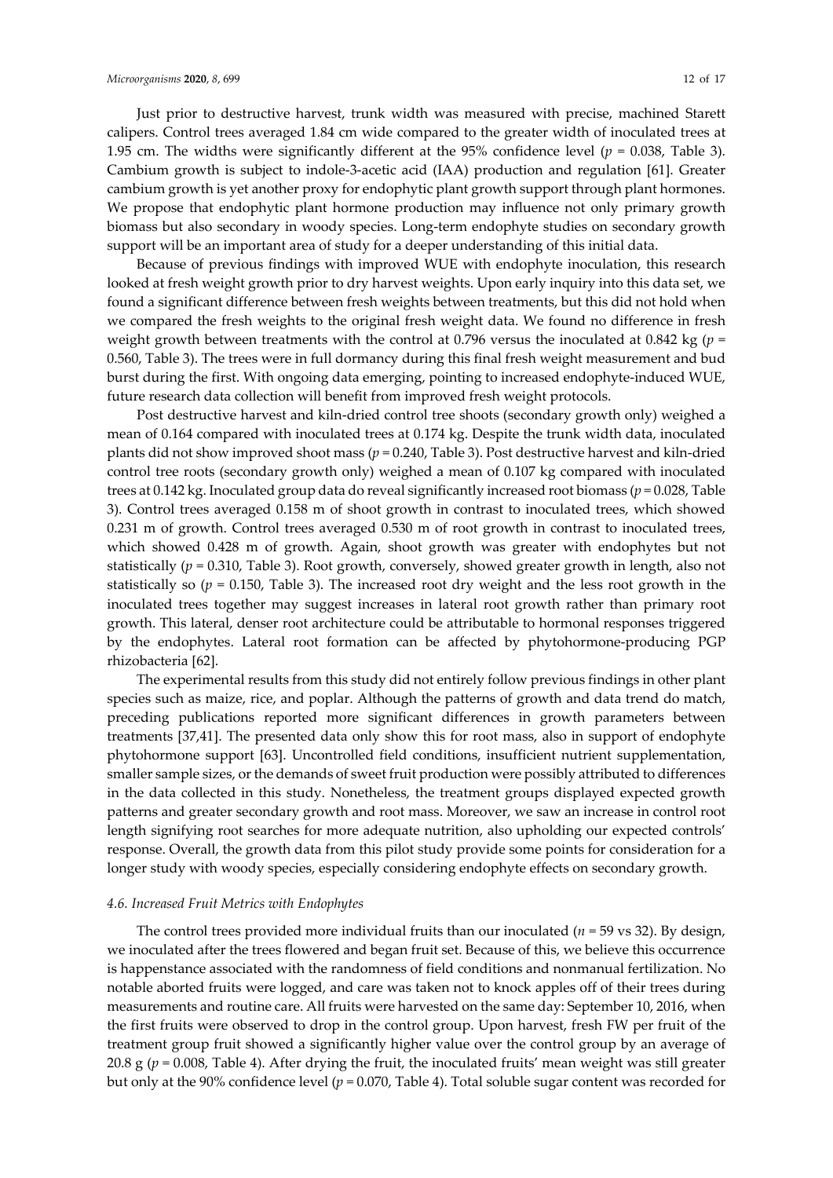Just prior to destructive harvest, trunk width was measured with precise, machined Starett calipers. Control trees averaged 1.84 cm wide compared to the greater width of inoculated trees at 1.95 cm. The widths were significantly different at the 95% confidence level ($p$ = 0.038, Table 3). Cambium growth is subject to indole-3-acetic acid (IAA) production and regulation [61]. Greater cambium growth is yet another proxy for endophytic plant growth support through plant hormones. We propose that endophytic plant hormone production may influence not only primary growth biomass but also secondary in woody species. Long-term endophyte studies on secondary growth support will be an important area of study for a deeper understanding of this initial data.

Because of previous findings with improved WUE with endophyte inoculation, this research looked at fresh weight growth prior to dry harvest weights. Upon early inquiry into this data set, we found a significant difference between fresh weights between treatments, but this did not hold when we compared the fresh weights to the original fresh weight data. We found no difference in fresh weight growth between treatments with the control at 0.796 versus the inoculated at 0.842 kg ($p$ = 0.560, Table 3). The trees were in full dormancy during this final fresh weight measurement and bud burst during the first. With ongoing data emerging, pointing to increased endophyte-induced WUE, future research data collection will benefit from improved fresh weight protocols.

Post destructive harvest and kiln-dried control tree shoots (secondary growth only) weighed a mean of 0.164 compared with inoculated trees at 0.174 kg. Despite the trunk width data, inoculated plants did not show improved shoot mass ($p$ = 0.240, Table 3). Post destructive harvest and kiln-dried control tree roots (secondary growth only) weighed a mean of 0.107 kg compared with inoculated trees at 0.142 kg. Inoculated group data do reveal significantly increased root biomass ($p$ = 0.028, Table 3). Control trees averaged 0.158 m of shoot growth in contrast to inoculated trees, which showed 0.231 m of growth. Control trees averaged 0.530 m of root growth in contrast to inoculated trees, which showed 0.428 m of growth. Again, shoot growth was greater with endophytes but not statistically ($p$ = 0.310, Table 3). Root growth, conversely, showed greater growth in length, also not statistically so ($p$ = 0.150, Table 3). The increased root dry weight and the less root growth in the inoculated trees together may suggest increases in lateral root growth rather than primary root growth. This lateral, denser root architecture could be attributable to hormonal responses triggered by the endophytes. Lateral root formation can be affected by phytohormone-producing PGP rhizobacteria [62].

The experimental results from this study did not entirely follow previous findings in other plant species such as maize, rice, and poplar. Although the patterns of growth and data trend do match, preceding publications reported more significant differences in growth parameters between treatments [37,41]. The presented data only show this for root mass, also in support of endophyte phytohormone support [63]. Uncontrolled field conditions, insufficient nutrient supplementation, smaller sample sizes, or the demands of sweet fruit production were possibly attributed to differences in the data collected in this study. Nonetheless, the treatment groups displayed expected growth patterns and greater secondary growth and root mass. Moreover, we saw an increase in control root length signifying root searches for more adequate nutrition, also upholding our expected controls' response. Overall, the growth data from this pilot study provide some points for consideration for a longer study with woody species, especially considering endophyte effects on secondary growth.

### *4.6. Increased Fruit Metrics with Endophytes*

The control trees provided more individual fruits than our inoculated ($n$ = 59 vs 32). By design, we inoculated after the trees flowered and began fruit set. Because of this, we believe this occurrence is happenstance associated with the randomness of field conditions and nonmanual fertilization. No notable aborted fruits were logged, and care was taken not to knock apples off of their trees during measurements and routine care. All fruits were harvested on the same day: September 10, 2016, when the first fruits were observed to drop in the control group. Upon harvest, fresh FW per fruit of the treatment group fruit showed a significantly higher value over the control group by an average of 20.8 g ($p$ = 0.008, Table 4). After drying the fruit, the inoculated fruits' mean weight was still greater but only at the 90% confidence level ($p$ = 0.070, Table 4). Total soluble sugar content was recorded for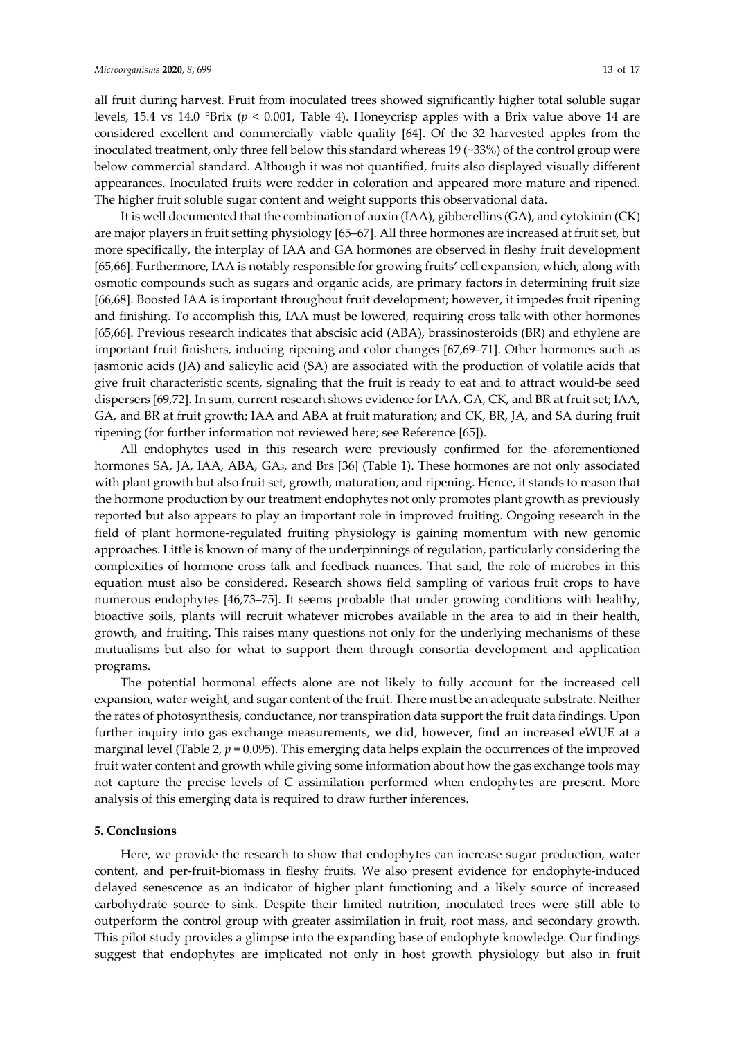all fruit during harvest. Fruit from inoculated trees showed significantly higher total soluble sugar levels, 15.4 vs 14.0 °Brix ($p < 0.001$, Table 4). Honeycrisp apples with a Brix value above 14 are considered excellent and commercially viable quality [64]. Of the 32 harvested apples from the inoculated treatment, only three fell below this standard whereas 19 (~33%) of the control group were below commercial standard. Although it was not quantified, fruits also displayed visually different appearances. Inoculated fruits were redder in coloration and appeared more mature and ripened. The higher fruit soluble sugar content and weight supports this observational data.

It is well documented that the combination of auxin (IAA), gibberellins (GA), and cytokinin (CK) are major players in fruit setting physiology [65–67]. All three hormones are increased at fruit set, but more specifically, the interplay of IAA and GA hormones are observed in fleshy fruit development [65,66]. Furthermore, IAA is notably responsible for growing fruits' cell expansion, which, along with osmotic compounds such as sugars and organic acids, are primary factors in determining fruit size [66,68]. Boosted IAA is important throughout fruit development; however, it impedes fruit ripening and finishing. To accomplish this, IAA must be lowered, requiring cross talk with other hormones [65,66]. Previous research indicates that abscisic acid (ABA), brassinosteroids (BR) and ethylene are important fruit finishers, inducing ripening and color changes [67,69–71]. Other hormones such as jasmonic acids (JA) and salicylic acid (SA) are associated with the production of volatile acids that give fruit characteristic scents, signaling that the fruit is ready to eat and to attract would-be seed dispersers [69,72]. In sum, current research shows evidence for IAA, GA, CK, and BR at fruit set; IAA, GA, and BR at fruit growth; IAA and ABA at fruit maturation; and CK, BR, JA, and SA during fruit ripening (for further information not reviewed here; see Reference [65]).

All endophytes used in this research were previously confirmed for the aforementioned hormones SA, JA, IAA, ABA, $GA_3$, and Brs [36] (Table 1). These hormones are not only associated with plant growth but also fruit set, growth, maturation, and ripening. Hence, it stands to reason that the hormone production by our treatment endophytes not only promotes plant growth as previously reported but also appears to play an important role in improved fruiting. Ongoing research in the field of plant hormone-regulated fruiting physiology is gaining momentum with new genomic approaches. Little is known of many of the underpinnings of regulation, particularly considering the complexities of hormone cross talk and feedback nuances. That said, the role of microbes in this equation must also be considered. Research shows field sampling of various fruit crops to have numerous endophytes [46,73–75]. It seems probable that under growing conditions with healthy, bioactive soils, plants will recruit whatever microbes available in the area to aid in their health, growth, and fruiting. This raises many questions not only for the underlying mechanisms of these mutualisms but also for what to support them through consortia development and application programs.

The potential hormonal effects alone are not likely to fully account for the increased cell expansion, water weight, and sugar content of the fruit. There must be an adequate substrate. Neither the rates of photosynthesis, conductance, nor transpiration data support the fruit data findings. Upon further inquiry into gas exchange measurements, we did, however, find an increased eWUE at a marginal level (Table 2, $p = 0.095$). This emerging data helps explain the occurrences of the improved fruit water content and growth while giving some information about how the gas exchange tools may not capture the precise levels of C assimilation performed when endophytes are present. More analysis of this emerging data is required to draw further inferences.

## 5. Conclusions

Here, we provide the research to show that endophytes can increase sugar production, water content, and per-fruit-biomass in fleshy fruits. We also present evidence for endophyte-induced delayed senescence as an indicator of higher plant functioning and a likely source of increased carbohydrate source to sink. Despite their limited nutrition, inoculated trees were still able to outperform the control group with greater assimilation in fruit, root mass, and secondary growth. This pilot study provides a glimpse into the expanding base of endophyte knowledge. Our findings suggest that endophytes are implicated not only in host growth physiology but also in fruit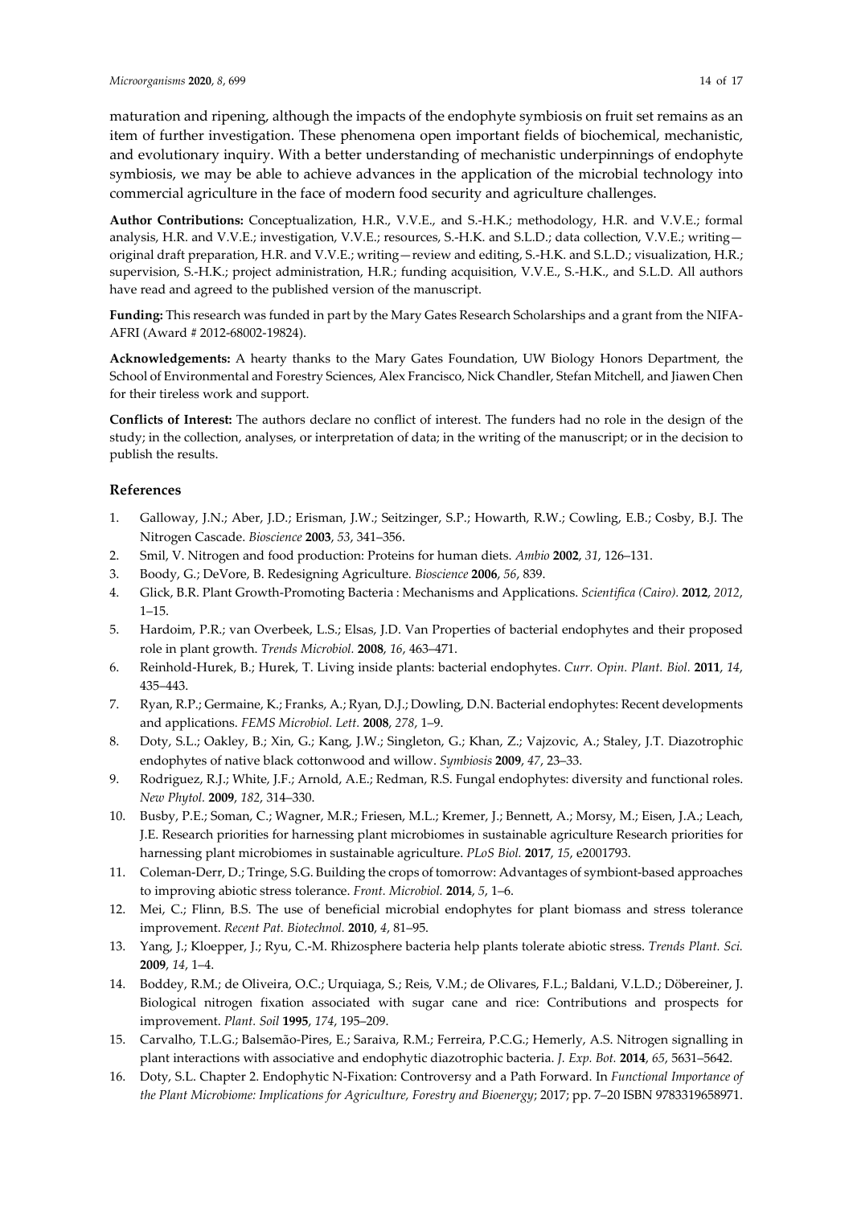maturation and ripening, although the impacts of the endophyte symbiosis on fruit set remains as an item of further investigation. These phenomena open important fields of biochemical, mechanistic, and evolutionary inquiry. With a better understanding of mechanistic underpinnings of endophyte symbiosis, we may be able to achieve advances in the application of the microbial technology into commercial agriculture in the face of modern food security and agriculture challenges.

**Author Contributions:** Conceptualization, H.R., V.V.E., and S.-H.K.; methodology, H.R. and V.V.E.; formal analysis, H.R. and V.V.E.; investigation, V.V.E.; resources, S.-H.K. and S.L.D.; data collection, V.V.E.; writing—original draft preparation, H.R. and V.V.E.; writing—review and editing, S.-H.K. and S.L.D.; visualization, H.R.; supervision, S.-H.K.; project administration, H.R.; funding acquisition, V.V.E., S.-H.K., and S.L.D. All authors have read and agreed to the published version of the manuscript.

**Funding:** This research was funded in part by the Mary Gates Research Scholarships and a grant from the NIFA-AFRI (Award # 2012-68002-19824).

**Acknowledgements:** A hearty thanks to the Mary Gates Foundation, UW Biology Honors Department, the School of Environmental and Forestry Sciences, Alex Francisco, Nick Chandler, Stefan Mitchell, and Jiawen Chen for their tireless work and support.

**Conflicts of Interest:** The authors declare no conflict of interest. The funders had no role in the design of the study; in the collection, analyses, or interpretation of data; in the writing of the manuscript; or in the decision to publish the results.

## References

1. Galloway, J.N.; Aber, J.D.; Erisman, J.W.; Seitzinger, S.P.; Howarth, R.W.; Cowling, E.B.; Cosby, B.J. The Nitrogen Cascade. *Bioscience* **2003**, *53*, 341–356.
2. Smil, V. Nitrogen and food production: Proteins for human diets. *Ambio* **2002**, *31*, 126–131.
3. Boody, G.; DeVore, B. Redesigning Agriculture. *Bioscience* **2006**, *56*, 839.
4. Glick, B.R. Plant Growth-Promoting Bacteria : Mechanisms and Applications. *Scientifica (Cairo).* **2012**, *2012*, 1–15.
5. Hardoim, P.R.; van Overbeek, L.S.; Elsas, J.D. Van Properties of bacterial endophytes and their proposed role in plant growth. *Trends Microbiol.* **2008**, *16*, 463–471.
6. Reinhold-Hurek, B.; Hurek, T. Living inside plants: bacterial endophytes. *Curr. Opin. Plant. Biol.* **2011**, *14*, 435–443.
7. Ryan, R.P.; Germaine, K.; Franks, A.; Ryan, D.J.; Dowling, D.N. Bacterial endophytes: Recent developments and applications. *FEMS Microbiol. Lett.* **2008**, *278*, 1–9.
8. Doty, S.L.; Oakley, B.; Xin, G.; Kang, J.W.; Singleton, G.; Khan, Z.; Vajzovic, A.; Staley, J.T. Diazotrophic endophytes of native black cottonwood and willow. *Symbiosis* **2009**, *47*, 23–33.
9. Rodriguez, R.J.; White, J.F.; Arnold, A.E.; Redman, R.S. Fungal endophytes: diversity and functional roles. *New Phytol.* **2009**, *182*, 314–330.
10. Busby, P.E.; Soman, C.; Wagner, M.R.; Friesen, M.L.; Kremer, J.; Bennett, A.; Morsy, M.; Eisen, J.A.; Leach, J.E. Research priorities for harnessing plant microbiomes in sustainable agriculture Research priorities for harnessing plant microbiomes in sustainable agriculture. *PLoS Biol.* **2017**, *15*, e2001793.
11. Coleman-Derr, D.; Tringe, S.G. Building the crops of tomorrow: Advantages of symbiont-based approaches to improving abiotic stress tolerance. *Front. Microbiol.* **2014**, *5*, 1–6.
12. Mei, C.; Flinn, B.S. The use of beneficial microbial endophytes for plant biomass and stress tolerance improvement. *Recent Pat. Biotechnol.* **2010**, *4*, 81–95.
13. Yang, J.; Kloepper, J.; Ryu, C.-M. Rhizosphere bacteria help plants tolerate abiotic stress. *Trends Plant. Sci.* **2009**, *14*, 1–4.
14. Boddey, R.M.; de Oliveira, O.C.; Urquiaga, S.; Reis, V.M.; de Olivares, F.L.; Baldani, V.L.D.; Döbereiner, J. Biological nitrogen fixation associated with sugar cane and rice: Contributions and prospects for improvement. *Plant. Soil* **1995**, *174*, 195–209.
15. Carvalho, T.L.G.; Balsemão-Pires, E.; Saraiva, R.M.; Ferreira, P.C.G.; Hemerly, A.S. Nitrogen signalling in plant interactions with associative and endophytic diazotrophic bacteria. *J. Exp. Bot.* **2014**, *65*, 5631–5642.
16. Doty, S.L. Chapter 2. Endophytic N-Fixation: Controversy and a Path Forward. In *Functional Importance of the Plant Microbiome: Implications for Agriculture, Forestry and Bioenergy*; 2017; pp. 7–20 ISBN 9783319658971.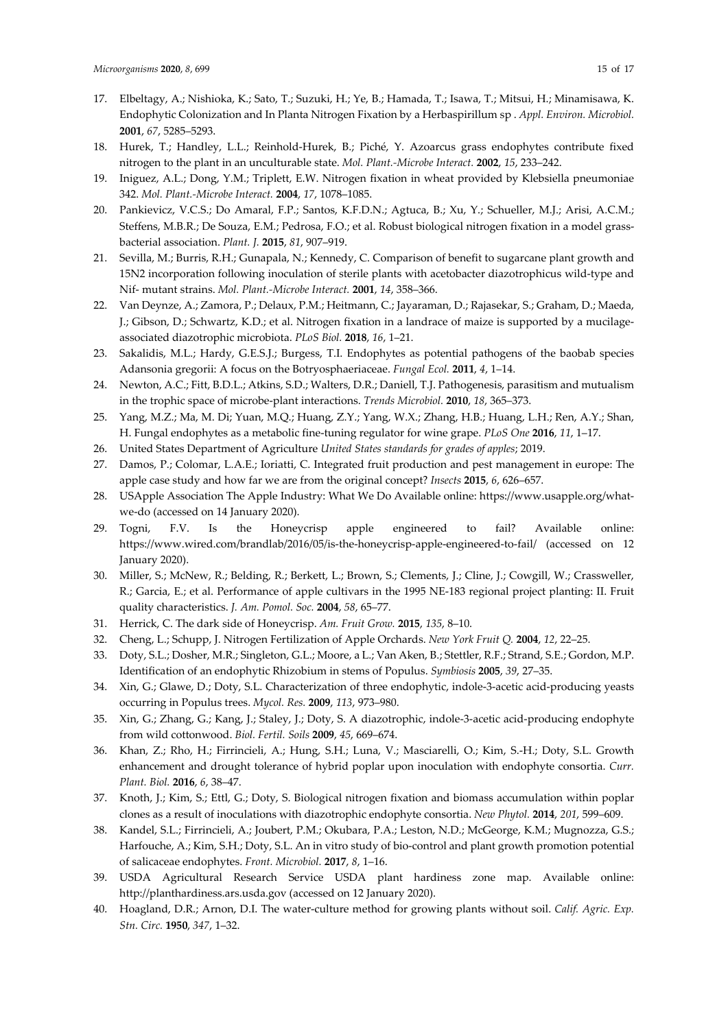17. Elbeltagy, A.; Nishioka, K.; Sato, T.; Suzuki, H.; Ye, B.; Hamada, T.; Isawa, T.; Mitsui, H.; Minamisawa, K. Endophytic Colonization and In Planta Nitrogen Fixation by a Herbaspirillum sp . *Appl. Environ. Microbiol.* **2001**, *67*, 5285–5293.
18. Hurek, T.; Handley, L.L.; Reinhold-Hurek, B.; Piché, Y. Azoarcus grass endophytes contribute fixed nitrogen to the plant in an unculturable state. *Mol. Plant.-Microbe Interact.* **2002**, *15*, 233–242.
19. Iniguez, A.L.; Dong, Y.M.; Triplett, E.W. Nitrogen fixation in wheat provided by Klebsiella pneumoniae 342. *Mol. Plant.-Microbe Interact.* **2004**, *17*, 1078–1085.
20. Pankievicz, V.C.S.; Do Amaral, F.P.; Santos, K.F.D.N.; Agtuca, B.; Xu, Y.; Schueller, M.J.; Arisi, A.C.M.; Steffens, M.B.R.; De Souza, E.M.; Pedrosa, F.O.; et al. Robust biological nitrogen fixation in a model grass-bacterial association. *Plant. J.* **2015**, *81*, 907–919.
21. Sevilla, M.; Burris, R.H.; Gunapala, N.; Kennedy, C. Comparison of benefit to sugarcane plant growth and 15N2 incorporation following inoculation of sterile plants with acetobacter diazotrophicus wild-type and Nif- mutant strains. *Mol. Plant.-Microbe Interact.* **2001**, *14*, 358–366.
22. Van Deynze, A.; Zamora, P.; Delaux, P.M.; Heitmann, C.; Jayaraman, D.; Rajasekar, S.; Graham, D.; Maeda, J.; Gibson, D.; Schwartz, K.D.; et al. Nitrogen fixation in a landrace of maize is supported by a mucilage-associated diazotrophic microbiota. *PLoS Biol.* **2018**, *16*, 1–21.
23. Sakalidis, M.L.; Hardy, G.E.S.J.; Burgess, T.I. Endophytes as potential pathogens of the baobab species Adansonia gregorii: A focus on the Botryosphaeriaceae. *Fungal Ecol.* **2011**, *4*, 1–14.
24. Newton, A.C.; Fitt, B.D.L.; Atkins, S.D.; Walters, D.R.; Daniell, T.J. Pathogenesis, parasitism and mutualism in the trophic space of microbe-plant interactions. *Trends Microbiol.* **2010**, *18*, 365–373.
25. Yang, M.Z.; Ma, M. Di; Yuan, M.Q.; Huang, Z.Y.; Yang, W.X.; Zhang, H.B.; Huang, L.H.; Ren, A.Y.; Shan, H. Fungal endophytes as a metabolic fine-tuning regulator for wine grape. *PLoS One* **2016**, *11*, 1–17.
26. United States Department of Agriculture *United States standards for grades of apples*; 2019.
27. Damos, P.; Colomar, L.A.E.; Ioriatti, C. Integrated fruit production and pest management in europe: The apple case study and how far we are from the original concept? *Insects* **2015**, *6*, 626–657.
28. USApple Association The Apple Industry: What We Do Available online: https://www.usapple.org/what-we-do (accessed on 14 January 2020).
29. Togni, F.V. Is the Honeycrisp apple engineered to fail? Available online: https://www.wired.com/brandlab/2016/05/is-the-honeycrisp-apple-engineered-to-fail/ (accessed on 12 January 2020).
30. Miller, S.; McNew, R.; Belding, R.; Berkett, L.; Brown, S.; Clements, J.; Cline, J.; Cowgill, W.; Crassweller, R.; Garcia, E.; et al. Performance of apple cultivars in the 1995 NE-183 regional project planting: II. Fruit quality characteristics. *J. Am. Pomol. Soc.* **2004**, *58*, 65–77.
31. Herrick, C. The dark side of Honeycrisp. *Am. Fruit Grow.* **2015**, *135*, 8–10.
32. Cheng, L.; Schupp, J. Nitrogen Fertilization of Apple Orchards. *New York Fruit Q.* **2004**, *12*, 22–25.
33. Doty, S.L.; Dosher, M.R.; Singleton, G.L.; Moore, a L.; Van Aken, B.; Stettler, R.F.; Strand, S.E.; Gordon, M.P. Identification of an endophytic Rhizobium in stems of Populus. *Symbiosis* **2005**, *39*, 27–35.
34. Xin, G.; Glawe, D.; Doty, S.L. Characterization of three endophytic, indole-3-acetic acid-producing yeasts occurring in Populus trees. *Mycol. Res.* **2009**, *113*, 973–980.
35. Xin, G.; Zhang, G.; Kang, J.; Staley, J.; Doty, S. A diazotrophic, indole-3-acetic acid-producing endophyte from wild cottonwood. *Biol. Fertil. Soils* **2009**, *45*, 669–674.
36. Khan, Z.; Rho, H.; Firrincieli, A.; Hung, S.H.; Luna, V.; Masciarelli, O.; Kim, S.-H.; Doty, S.L. Growth enhancement and drought tolerance of hybrid poplar upon inoculation with endophyte consortia. *Curr. Plant. Biol.* **2016**, *6*, 38–47.
37. Knoth, J.; Kim, S.; Ettl, G.; Doty, S. Biological nitrogen fixation and biomass accumulation within poplar clones as a result of inoculations with diazotrophic endophyte consortia. *New Phytol.* **2014**, *201*, 599–609.
38. Kandel, S.L.; Firrincieli, A.; Joubert, P.M.; Okubara, P.A.; Leston, N.D.; McGeorge, K.M.; Mugnozza, G.S.; Harfouche, A.; Kim, S.H.; Doty, S.L. An in vitro study of bio-control and plant growth promotion potential of salicaceae endophytes. *Front. Microbiol.* **2017**, *8*, 1–16.
39. USDA Agricultural Research Service USDA plant hardiness zone map. Available online: http://planthardiness.ars.usda.gov (accessed on 12 January 2020).
40. Hoagland, D.R.; Arnon, D.I. The water-culture method for growing plants without soil. *Calif. Agric. Exp. Stn. Circ.* **1950**, *347*, 1–32.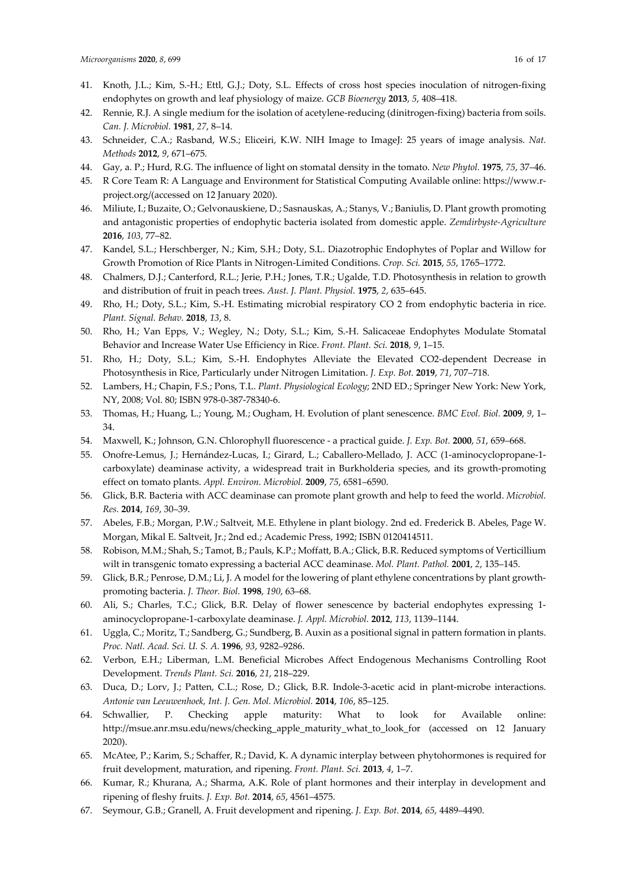41. Knoth, J.L.; Kim, S.-H.; Ettl, G.J.; Doty, S.L. Effects of cross host species inoculation of nitrogen-fixing endophytes on growth and leaf physiology of maize. *GCB Bioenergy* **2013**, *5*, 408–418.
42. Rennie, R.J. A single medium for the isolation of acetylene-reducing (dinitrogen-fixing) bacteria from soils. *Can. J. Microbiol.* **1981**, *27*, 8–14.
43. Schneider, C.A.; Rasband, W.S.; Eliceiri, K.W. NIH Image to ImageJ: 25 years of image analysis. *Nat. Methods* **2012**, *9*, 671–675.
44. Gay, a. P.; Hurd, R.G. The influence of light on stomatal density in the tomato. *New Phytol.* **1975**, *75*, 37–46.
45. R Core Team R: A Language and Environment for Statistical Computing Available online: https://www.r-project.org/(accessed on 12 January 2020).
46. Miliute, I.; Buzaite, O.; Gelvonauskiene, D.; Sasnauskas, A.; Stanys, V.; Baniulis, D. Plant growth promoting and antagonistic properties of endophytic bacteria isolated from domestic apple. *Zemdirbyste-Agriculture* **2016**, *103*, 77–82.
47. Kandel, S.L.; Herschberger, N.; Kim, S.H.; Doty, S.L. Diazotrophic Endophytes of Poplar and Willow for Growth Promotion of Rice Plants in Nitrogen-Limited Conditions. *Crop. Sci.* **2015**, *55*, 1765–1772.
48. Chalmers, D.J.; Canterford, R.L.; Jerie, P.H.; Jones, T.R.; Ugalde, T.D. Photosynthesis in relation to growth and distribution of fruit in peach trees. *Aust. J. Plant. Physiol.* **1975**, *2*, 635–645.
49. Rho, H.; Doty, S.L.; Kim, S.-H. Estimating microbial respiratory CO 2 from endophytic bacteria in rice. *Plant. Signal. Behav.* **2018**, *13*, 8.
50. Rho, H.; Van Epps, V.; Wegley, N.; Doty, S.L.; Kim, S.-H. Salicaceae Endophytes Modulate Stomatal Behavior and Increase Water Use Efficiency in Rice. *Front. Plant. Sci.* **2018**, *9*, 1–15.
51. Rho, H.; Doty, S.L.; Kim, S.-H. Endophytes Alleviate the Elevated CO2-dependent Decrease in Photosynthesis in Rice, Particularly under Nitrogen Limitation. *J. Exp. Bot.* **2019**, *71*, 707–718.
52. Lambers, H.; Chapin, F.S.; Pons, T.L. *Plant. Physiological Ecology*; 2ND ED.; Springer New York: New York, NY, 2008; Vol. 80; ISBN 978-0-387-78340-6.
53. Thomas, H.; Huang, L.; Young, M.; Ougham, H. Evolution of plant senescence. *BMC Evol. Biol.* **2009**, *9*, 1–34.
54. Maxwell, K.; Johnson, G.N. Chlorophyll fluorescence - a practical guide. *J. Exp. Bot.* **2000**, *51*, 659–668.
55. Onofre-Lemus, J.; Hernández-Lucas, I.; Girard, L.; Caballero-Mellado, J. ACC (1-aminocyclopropane-1-carboxylate) deaminase activity, a widespread trait in Burkholderia species, and its growth-promoting effect on tomato plants. *Appl. Environ. Microbiol.* **2009**, *75*, 6581–6590.
56. Glick, B.R. Bacteria with ACC deaminase can promote plant growth and help to feed the world. *Microbiol. Res.* **2014**, *169*, 30–39.
57. Abeles, F.B.; Morgan, P.W.; Saltveit, M.E. Ethylene in plant biology. 2nd ed. Frederick B. Abeles, Page W. Morgan, Mikal E. Saltveit, Jr.; 2nd ed.; Academic Press, 1992; ISBN 0120414511.
58. Robison, M.M.; Shah, S.; Tamot, B.; Pauls, K.P.; Moffatt, B.A.; Glick, B.R. Reduced symptoms of Verticillium wilt in transgenic tomato expressing a bacterial ACC deaminase. *Mol. Plant. Pathol.* **2001**, *2*, 135–145.
59. Glick, B.R.; Penrose, D.M.; Li, J. A model for the lowering of plant ethylene concentrations by plant growth-promoting bacteria. *J. Theor. Biol.* **1998**, *190*, 63–68.
60. Ali, S.; Charles, T.C.; Glick, B.R. Delay of flower senescence by bacterial endophytes expressing 1-aminocyclopropane-1-carboxylate deaminase. *J. Appl. Microbiol.* **2012**, *113*, 1139–1144.
61. Uggla, C.; Moritz, T.; Sandberg, G.; Sundberg, B. Auxin as a positional signal in pattern formation in plants. *Proc. Natl. Acad. Sci. U. S. A.* **1996**, *93*, 9282–9286.
62. Verbon, E.H.; Liberman, L.M. Beneficial Microbes Affect Endogenous Mechanisms Controlling Root Development. *Trends Plant. Sci.* **2016**, *21*, 218–229.
63. Duca, D.; Lorv, J.; Patten, C.L.; Rose, D.; Glick, B.R. Indole-3-acetic acid in plant-microbe interactions. *Antonie van Leeuwenhoek, Int. J. Gen. Mol. Microbiol.* **2014**, *106*, 85–125.
64. Schwallier, P. Checking apple maturity: What to look for Available online: http://msue.anr.msu.edu/news/checking_apple_maturity_what_to_look_for (accessed on 12 January 2020).
65. McAtee, P.; Karim, S.; Schaffer, R.; David, K. A dynamic interplay between phytohormones is required for fruit development, maturation, and ripening. *Front. Plant. Sci.* **2013**, *4*, 1–7.
66. Kumar, R.; Khurana, A.; Sharma, A.K. Role of plant hormones and their interplay in development and ripening of fleshy fruits. *J. Exp. Bot.* **2014**, *65*, 4561–4575.
67. Seymour, G.B.; Granell, A. Fruit development and ripening. *J. Exp. Bot.* **2014**, *65*, 4489–4490.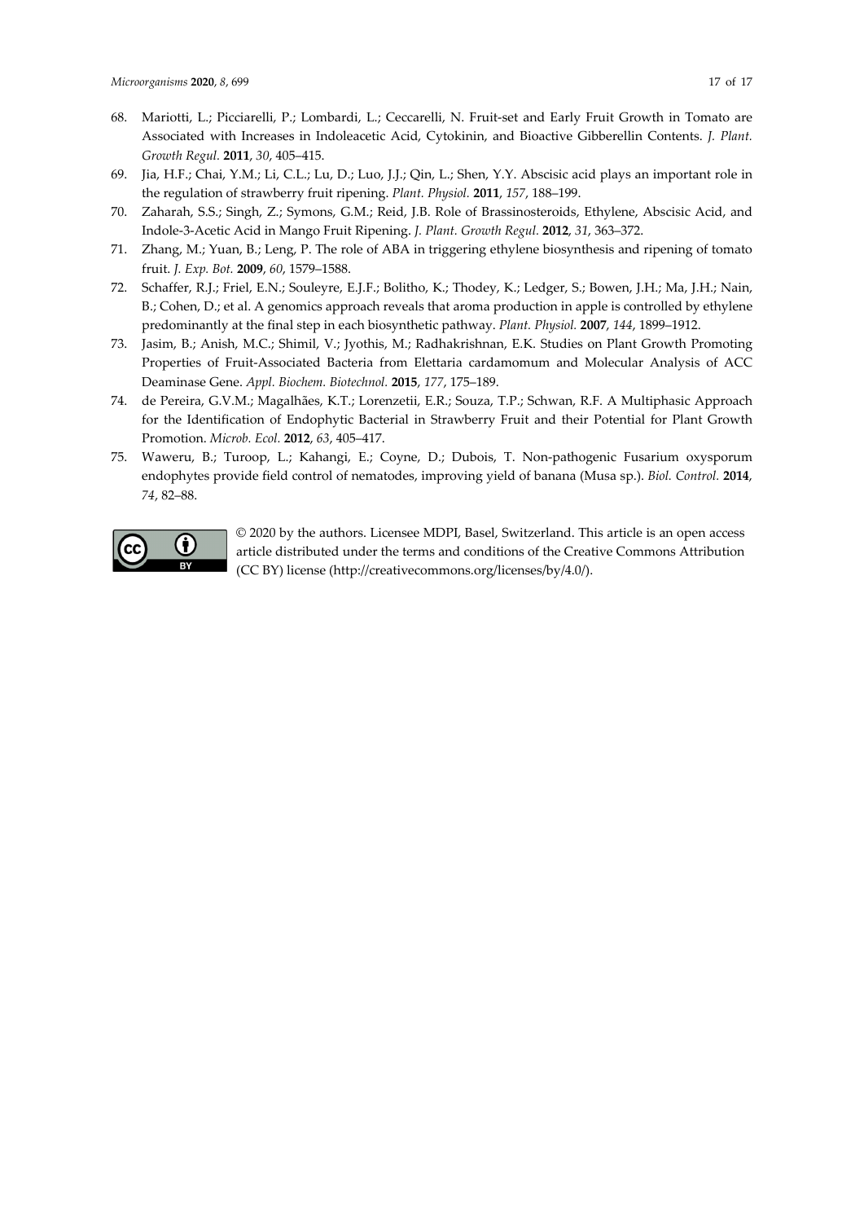68. Mariotti, L.; Picciarelli, P.; Lombardi, L.; Ceccarelli, N. Fruit-set and Early Fruit Growth in Tomato are Associated with Increases in Indoleacetic Acid, Cytokinin, and Bioactive Gibberellin Contents. *J. Plant. Growth Regul.* **2011**, *30*, 405–415.
69. Jia, H.F.; Chai, Y.M.; Li, C.L.; Lu, D.; Luo, J.J.; Qin, L.; Shen, Y.Y. Abscisic acid plays an important role in the regulation of strawberry fruit ripening. *Plant. Physiol.* **2011**, *157*, 188–199.
70. Zaharah, S.S.; Singh, Z.; Symons, G.M.; Reid, J.B. Role of Brassinosteroids, Ethylene, Abscisic Acid, and Indole-3-Acetic Acid in Mango Fruit Ripening. *J. Plant. Growth Regul.* **2012**, *31*, 363–372.
71. Zhang, M.; Yuan, B.; Leng, P. The role of ABA in triggering ethylene biosynthesis and ripening of tomato fruit. *J. Exp. Bot.* **2009**, *60*, 1579–1588.
72. Schaffer, R.J.; Friel, E.N.; Souleyre, E.J.F.; Bolitho, K.; Thodey, K.; Ledger, S.; Bowen, J.H.; Ma, J.H.; Nain, B.; Cohen, D.; et al. A genomics approach reveals that aroma production in apple is controlled by ethylene predominantly at the final step in each biosynthetic pathway. *Plant. Physiol.* **2007**, *144*, 1899–1912.
73. Jasim, B.; Anish, M.C.; Shimil, V.; Jyothis, M.; Radhakrishnan, E.K. Studies on Plant Growth Promoting Properties of Fruit-Associated Bacteria from Elettaria cardamomum and Molecular Analysis of ACC Deaminase Gene. *Appl. Biochem. Biotechnol.* **2015**, *177*, 175–189.
74. de Pereira, G.V.M.; Magalhães, K.T.; Lorenzetii, E.R.; Souza, T.P.; Schwan, R.F. A Multiphasic Approach for the Identification of Endophytic Bacterial in Strawberry Fruit and their Potential for Plant Growth Promotion. *Microb. Ecol.* **2012**, *63*, 405–417.
75. Waweru, B.; Turoop, L.; Kahangi, E.; Coyne, D.; Dubois, T. Non-pathogenic Fusarium oxysporum endophytes provide field control of nematodes, improving yield of banana (Musa sp.). *Biol. Control.* **2014**, *74*, 82–88.

© 2020 by the authors. Licensee MDPI, Basel, Switzerland. This article is an open access article distributed under the terms and conditions of the Creative Commons Attribution (CC BY) license (http://creativecommons.org/licenses/by/4.0/).